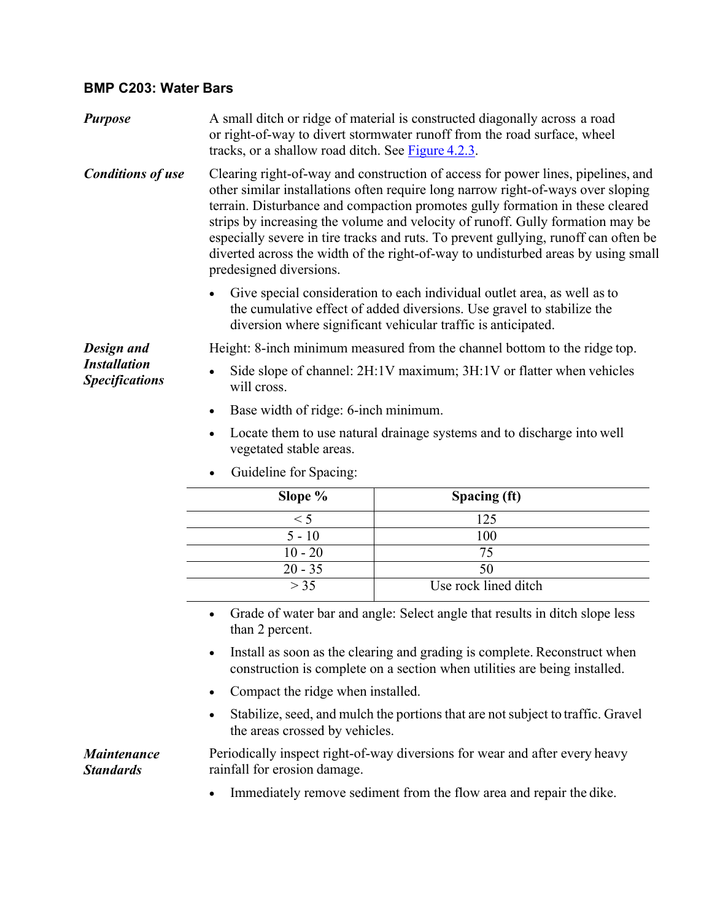### BMP C203: Water Bars

***Purpose***

A small ditch or ridge of material is constructed diagonally across a road or right-of-way to divert stormwater runoff from the road surface, wheel tracks, or a shallow road ditch. See Figure 4.2.3.

***Conditions of use***

Clearing right-of-way and construction of access for power lines, pipelines, and other similar installations often require long narrow right-of-ways over sloping terrain. Disturbance and compaction promotes gully formation in these cleared strips by increasing the volume and velocity of runoff. Gully formation may be especially severe in tire tracks and ruts. To prevent gullying, runoff can often be diverted across the width of the right-of-way to undisturbed areas by using small predesigned diversions.

- Give special consideration to each individual outlet area, as well as to the cumulative effect of added diversions. Use gravel to stabilize the diversion where significant vehicular traffic is anticipated.

***Design and Installation Specifications***

Height: 8-inch minimum measured from the channel bottom to the ridge top.

- Side slope of channel: 2H:1V maximum; 3H:1V or flatter when vehicles will cross.
- Base width of ridge: 6-inch minimum.
- Locate them to use natural drainage systems and to discharge into well vegetated stable areas.
- Guideline for Spacing:

| Slope % | Spacing (ft) |
|---|---|
| < 5 | 125 |
| 5 - 10 | 100 |
| 10 - 20 | 75 |
| 20 - 35 | 50 |
| > 35 | Use rock lined ditch |

- Grade of water bar and angle: Select angle that results in ditch slope less than 2 percent.
- Install as soon as the clearing and grading is complete. Reconstruct when construction is complete on a section when utilities are being installed.
- Compact the ridge when installed.
- Stabilize, seed, and mulch the portions that are not subject to traffic. Gravel the areas crossed by vehicles.

***Maintenance Standards***

Periodically inspect right-of-way diversions for wear and after every heavy rainfall for erosion damage.

- Immediately remove sediment from the flow area and repair the dike.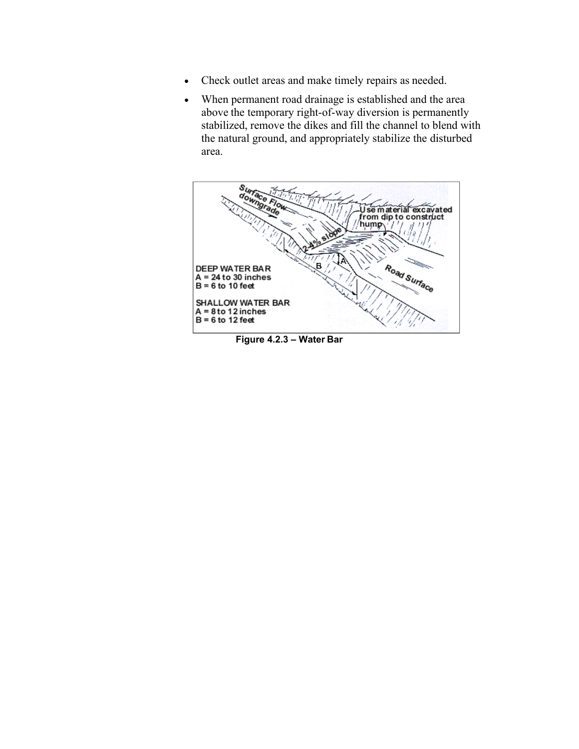- Check outlet areas and make timely repairs as needed.
- When permanent road drainage is established and the area above the temporary right-of-way diversion is permanently stabilized, remove the dikes and fill the channel to blend with the natural ground, and appropriately stabilize the disturbed area.

Surface Flow downgrade

Use material excavated from dip to construct hump

2-4% slope

A

B

Road Surface

DEEP WATER BAR
A = 24 to 30 inches
B = 6 to 10 feet

SHALLOW WATER BAR
A = 8 to 12 inches
B = 6 to 12 feet

**Figure 4.2.3 – Water Bar**